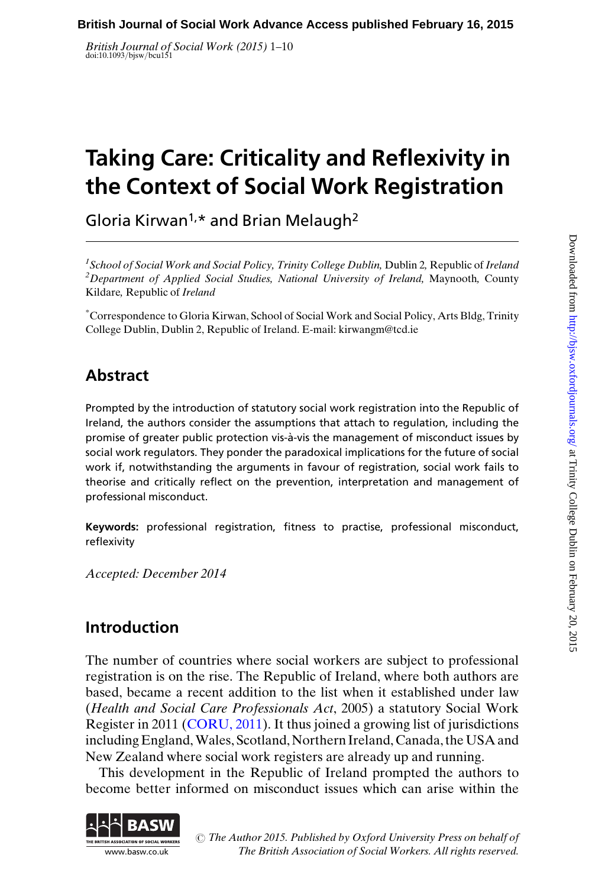# Taking Care: Criticality and Reflexivity in the Context of Social Work Registration

Gloria Kirwan[1,*] and Brian Melaugh[2]

[1] *School of Social Work and Social Policy, Trinity College Dublin,* Dublin 2, Republic of *Ireland*
[2] *Department of Applied Social Studies, National University of Ireland,* Maynooth, County Kildare, Republic of *Ireland*

[*] Correspondence to Gloria Kirwan, School of Social Work and Social Policy, Arts Bldg, Trinity College Dublin, Dublin 2, Republic of Ireland. E-mail: kirwangm@tcd.ie

## Abstract

Prompted by the introduction of statutory social work registration into the Republic of Ireland, the authors consider the assumptions that attach to regulation, including the promise of greater public protection vis-à-vis the management of misconduct issues by social work regulators. They ponder the paradoxical implications for the future of social work if, notwithstanding the arguments in favour of registration, social work fails to theorise and critically reflect on the prevention, interpretation and management of professional misconduct.

**Keywords:** professional registration, fitness to practise, professional misconduct, reflexivity

*Accepted: December 2014*

## Introduction

The number of countries where social workers are subject to professional registration is on the rise. The Republic of Ireland, where both authors are based, became a recent addition to the list when it established under law (*Health and Social Care Professionals Act*, 2005) a statutory Social Work Register in 2011 (CORU, 2011). It thus joined a growing list of jurisdictions including England, Wales, Scotland, Northern Ireland, Canada, the USA and New Zealand where social work registers are already up and running.

This development in the Republic of Ireland prompted the authors to become better informed on misconduct issues which can arise within the

© *The Author 2015. Published by Oxford University Press on behalf of The British Association of Social Workers. All rights reserved.*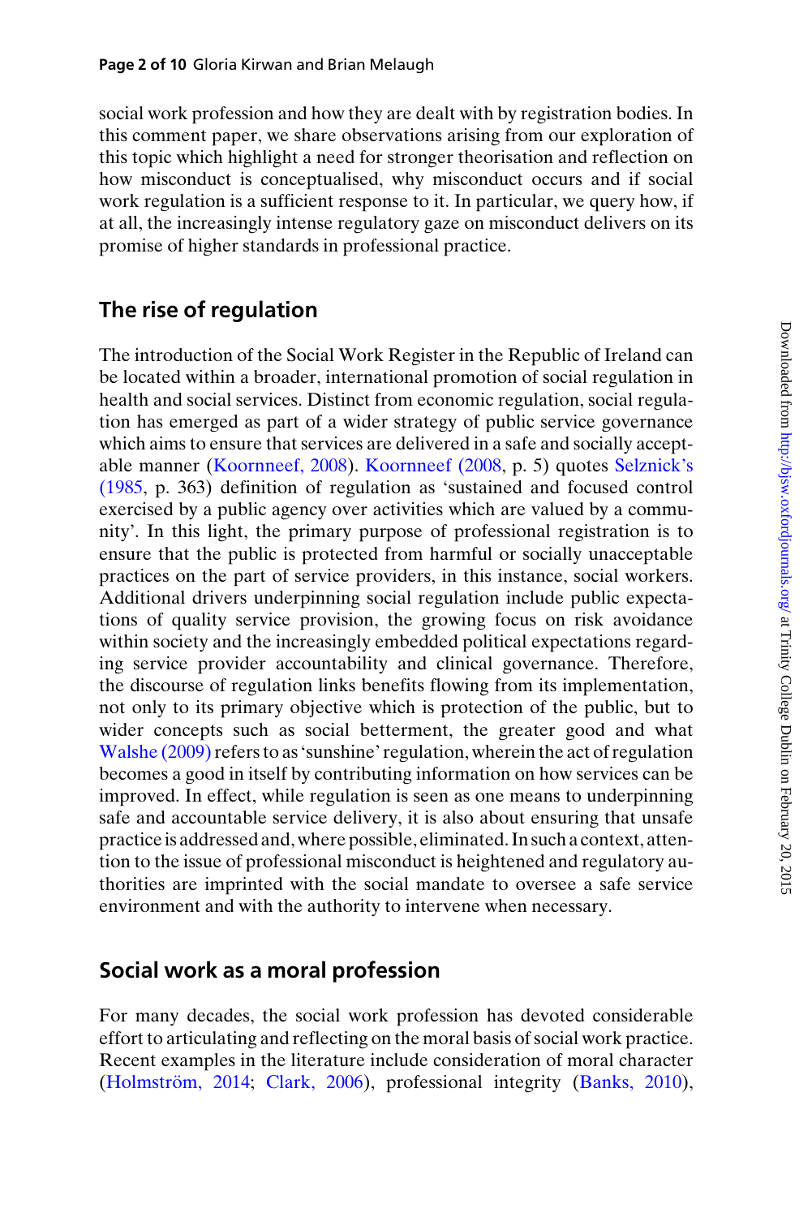social work profession and how they are dealt with by registration bodies. In this comment paper, we share observations arising from our exploration of this topic which highlight a need for stronger theorisation and reflection on how misconduct is conceptualised, why misconduct occurs and if social work regulation is a sufficient response to it. In particular, we query how, if at all, the increasingly intense regulatory gaze on misconduct delivers on its promise of higher standards in professional practice.

## The rise of regulation

The introduction of the Social Work Register in the Republic of Ireland can be located within a broader, international promotion of social regulation in health and social services. Distinct from economic regulation, social regulation has emerged as part of a wider strategy of public service governance which aims to ensure that services are delivered in a safe and socially acceptable manner (Koornneef, 2008). Koornneef (2008, p. 5) quotes Selznick's (1985, p. 363) definition of regulation as 'sustained and focused control exercised by a public agency over activities which are valued by a community'. In this light, the primary purpose of professional registration is to ensure that the public is protected from harmful or socially unacceptable practices on the part of service providers, in this instance, social workers. Additional drivers underpinning social regulation include public expectations of quality service provision, the growing focus on risk avoidance within society and the increasingly embedded political expectations regarding service provider accountability and clinical governance. Therefore, the discourse of regulation links benefits flowing from its implementation, not only to its primary objective which is protection of the public, but to wider concepts such as social betterment, the greater good and what Walshe (2009) refers to as 'sunshine' regulation, wherein the act of regulation becomes a good in itself by contributing information on how services can be improved. In effect, while regulation is seen as one means to underpinning safe and accountable service delivery, it is also about ensuring that unsafe practice is addressed and, where possible, eliminated. In such a context, attention to the issue of professional misconduct is heightened and regulatory authorities are imprinted with the social mandate to oversee a safe service environment and with the authority to intervene when necessary.

## Social work as a moral profession

For many decades, the social work profession has devoted considerable effort to articulating and reflecting on the moral basis of social work practice. Recent examples in the literature include consideration of moral character (Holmström, 2014; Clark, 2006), professional integrity (Banks, 2010),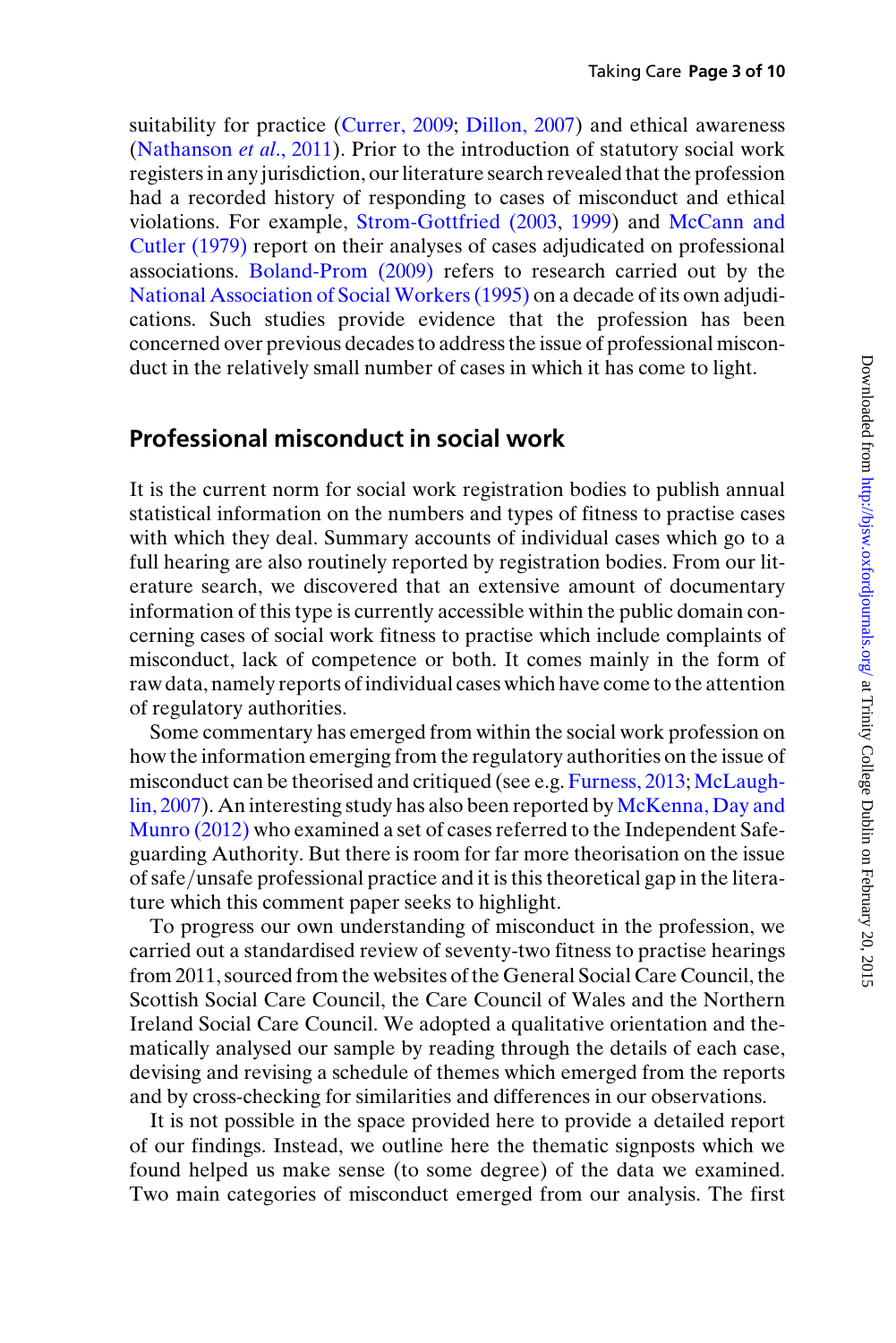suitability for practice (Currer, 2009; Dillon, 2007) and ethical awareness (Nathanson *et al.*, 2011). Prior to the introduction of statutory social work registers in any jurisdiction, our literature search revealed that the profession had a recorded history of responding to cases of misconduct and ethical violations. For example, Strom-Gottfried (2003, 1999) and McCann and Cutler (1979) report on their analyses of cases adjudicated on professional associations. Boland-Prom (2009) refers to research carried out by the National Association of Social Workers (1995) on a decade of its own adjudications. Such studies provide evidence that the profession has been concerned over previous decades to address the issue of professional misconduct in the relatively small number of cases in which it has come to light.

## Professional misconduct in social work

It is the current norm for social work registration bodies to publish annual statistical information on the numbers and types of fitness to practise cases with which they deal. Summary accounts of individual cases which go to a full hearing are also routinely reported by registration bodies. From our literature search, we discovered that an extensive amount of documentary information of this type is currently accessible within the public domain concerning cases of social work fitness to practise which include complaints of misconduct, lack of competence or both. It comes mainly in the form of raw data, namely reports of individual cases which have come to the attention of regulatory authorities.

Some commentary has emerged from within the social work profession on how the information emerging from the regulatory authorities on the issue of misconduct can be theorised and critiqued (see e.g. Furness, 2013; McLaughlin, 2007). An interesting study has also been reported by McKenna, Day and Munro (2012) who examined a set of cases referred to the Independent Safeguarding Authority. But there is room for far more theorisation on the issue of safe/unsafe professional practice and it is this theoretical gap in the literature which this comment paper seeks to highlight.

To progress our own understanding of misconduct in the profession, we carried out a standardised review of seventy-two fitness to practise hearings from 2011, sourced from the websites of the General Social Care Council, the Scottish Social Care Council, the Care Council of Wales and the Northern Ireland Social Care Council. We adopted a qualitative orientation and thematically analysed our sample by reading through the details of each case, devising and revising a schedule of themes which emerged from the reports and by cross-checking for similarities and differences in our observations.

It is not possible in the space provided here to provide a detailed report of our findings. Instead, we outline here the thematic signposts which we found helped us make sense (to some degree) of the data we examined. Two main categories of misconduct emerged from our analysis. The first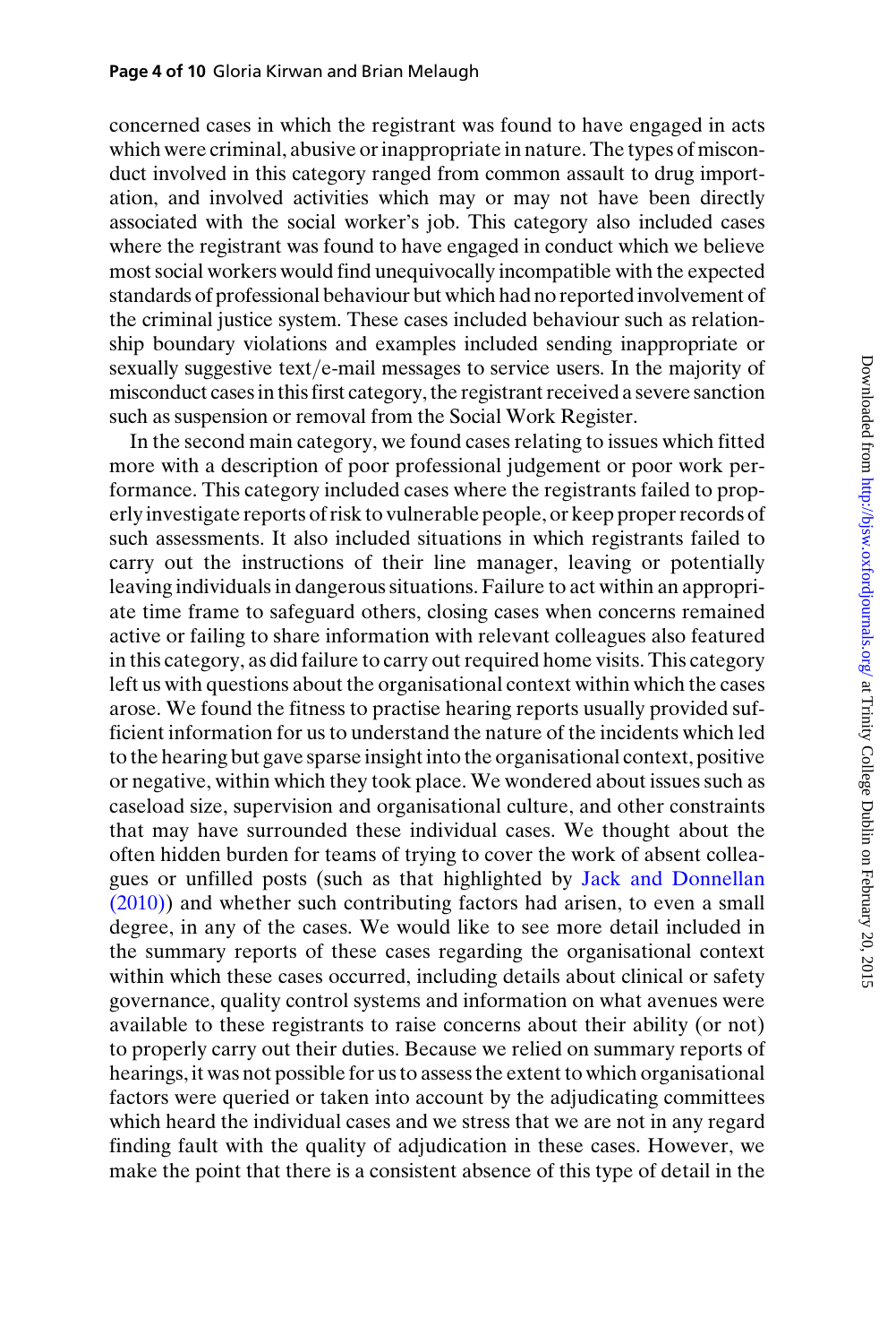concerned cases in which the registrant was found to have engaged in acts which were criminal, abusive or inappropriate in nature. The types of misconduct involved in this category ranged from common assault to drug importation, and involved activities which may or may not have been directly associated with the social worker's job. This category also included cases where the registrant was found to have engaged in conduct which we believe most social workers would find unequivocally incompatible with the expected standards of professional behaviour but which had no reported involvement of the criminal justice system. These cases included behaviour such as relationship boundary violations and examples included sending inappropriate or sexually suggestive text/e-mail messages to service users. In the majority of misconduct cases in this first category, the registrant received a severe sanction such as suspension or removal from the Social Work Register.

In the second main category, we found cases relating to issues which fitted more with a description of poor professional judgement or poor work performance. This category included cases where the registrants failed to properly investigate reports of risk to vulnerable people, or keep proper records of such assessments. It also included situations in which registrants failed to carry out the instructions of their line manager, leaving or potentially leaving individuals in dangerous situations. Failure to act within an appropriate time frame to safeguard others, closing cases when concerns remained active or failing to share information with relevant colleagues also featured in this category, as did failure to carry out required home visits. This category left us with questions about the organisational context within which the cases arose. We found the fitness to practise hearing reports usually provided sufficient information for us to understand the nature of the incidents which led to the hearing but gave sparse insight into the organisational context, positive or negative, within which they took place. We wondered about issues such as caseload size, supervision and organisational culture, and other constraints that may have surrounded these individual cases. We thought about the often hidden burden for teams of trying to cover the work of absent colleagues or unfilled posts (such as that highlighted by Jack and Donnellan (2010)) and whether such contributing factors had arisen, to even a small degree, in any of the cases. We would like to see more detail included in the summary reports of these cases regarding the organisational context within which these cases occurred, including details about clinical or safety governance, quality control systems and information on what avenues were available to these registrants to raise concerns about their ability (or not) to properly carry out their duties. Because we relied on summary reports of hearings, it was not possible for us to assess the extent to which organisational factors were queried or taken into account by the adjudicating committees which heard the individual cases and we stress that we are not in any regard finding fault with the quality of adjudication in these cases. However, we make the point that there is a consistent absence of this type of detail in the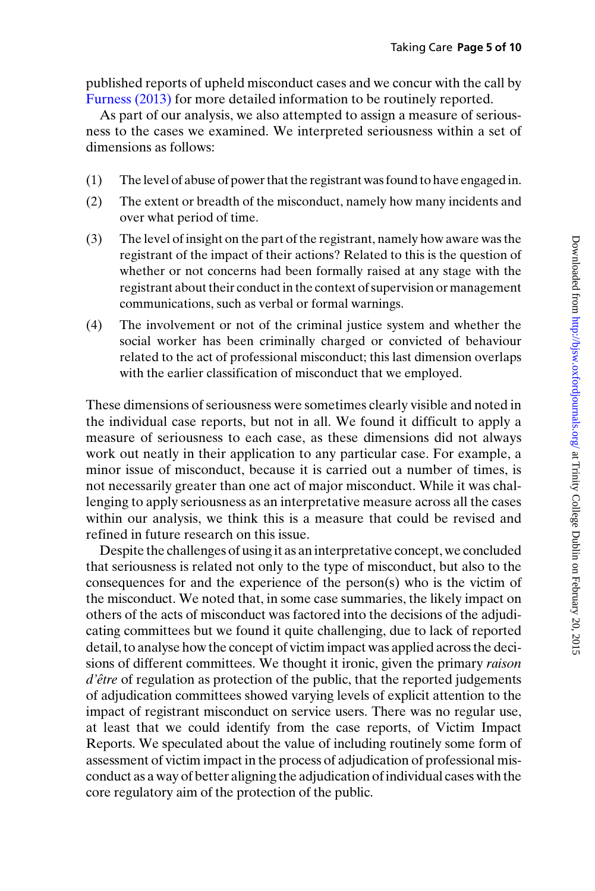published reports of upheld misconduct cases and we concur with the call by Furness (2013) for more detailed information to be routinely reported.

As part of our analysis, we also attempted to assign a measure of seriousness to the cases we examined. We interpreted seriousness within a set of dimensions as follows:

(1) The level of abuse of power that the registrant was found to have engaged in.

(2) The extent or breadth of the misconduct, namely how many incidents and over what period of time.

(3) The level of insight on the part of the registrant, namely how aware was the registrant of the impact of their actions? Related to this is the question of whether or not concerns had been formally raised at any stage with the registrant about their conduct in the context of supervision or management communications, such as verbal or formal warnings.

(4) The involvement or not of the criminal justice system and whether the social worker has been criminally charged or convicted of behaviour related to the act of professional misconduct; this last dimension overlaps with the earlier classification of misconduct that we employed.

These dimensions of seriousness were sometimes clearly visible and noted in the individual case reports, but not in all. We found it difficult to apply a measure of seriousness to each case, as these dimensions did not always work out neatly in their application to any particular case. For example, a minor issue of misconduct, because it is carried out a number of times, is not necessarily greater than one act of major misconduct. While it was challenging to apply seriousness as an interpretative measure across all the cases within our analysis, we think this is a measure that could be revised and refined in future research on this issue.

Despite the challenges of using it as an interpretative concept, we concluded that seriousness is related not only to the type of misconduct, but also to the consequences for and the experience of the person(s) who is the victim of the misconduct. We noted that, in some case summaries, the likely impact on others of the acts of misconduct was factored into the decisions of the adjudicating committees but we found it quite challenging, due to lack of reported detail, to analyse how the concept of victim impact was applied across the decisions of different committees. We thought it ironic, given the primary *raison d'être* of regulation as protection of the public, that the reported judgements of adjudication committees showed varying levels of explicit attention to the impact of registrant misconduct on service users. There was no regular use, at least that we could identify from the case reports, of Victim Impact Reports. We speculated about the value of including routinely some form of assessment of victim impact in the process of adjudication of professional misconduct as a way of better aligning the adjudication of individual cases with the core regulatory aim of the protection of the public.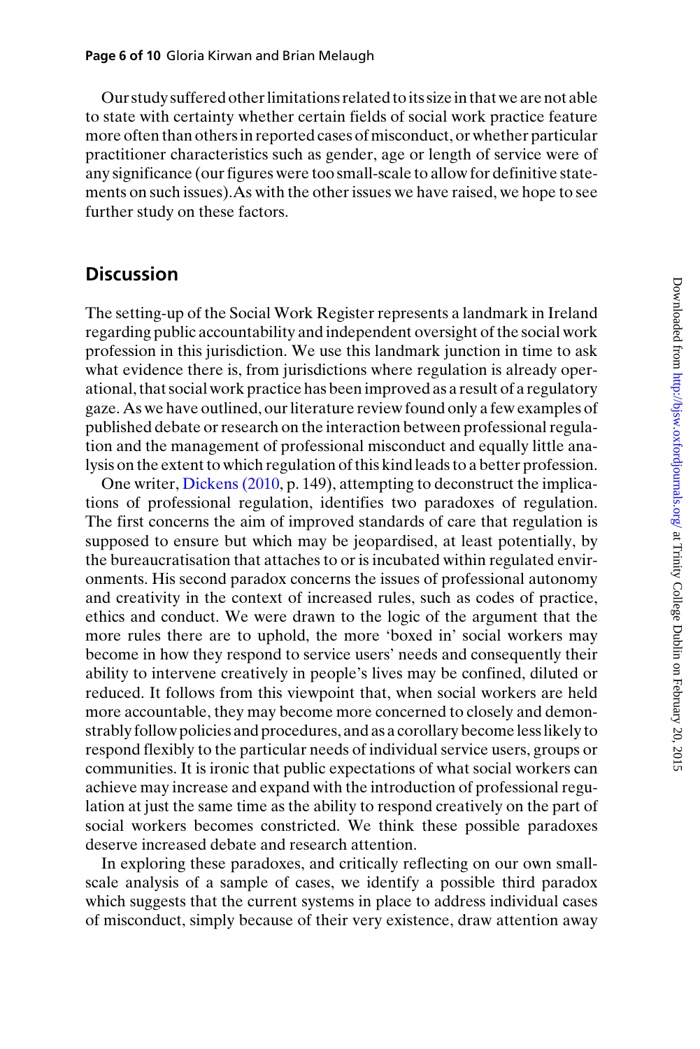Our study suffered other limitations related to its size in that we are not able to state with certainty whether certain fields of social work practice feature more often than others in reported cases of misconduct, or whether particular practitioner characteristics such as gender, age or length of service were of any significance (our figures were too small-scale to allow for definitive statements on such issues).As with the other issues we have raised, we hope to see further study on these factors.

## Discussion

The setting-up of the Social Work Register represents a landmark in Ireland regarding public accountability and independent oversight of the social work profession in this jurisdiction. We use this landmark junction in time to ask what evidence there is, from jurisdictions where regulation is already operational, that social work practice has been improved as a result of a regulatory gaze. As we have outlined, our literature review found only a few examples of published debate or research on the interaction between professional regulation and the management of professional misconduct and equally little analysis on the extent to which regulation of this kind leads to a better profession.

One writer, Dickens (2010, p. 149), attempting to deconstruct the implications of professional regulation, identifies two paradoxes of regulation. The first concerns the aim of improved standards of care that regulation is supposed to ensure but which may be jeopardised, at least potentially, by the bureaucratisation that attaches to or is incubated within regulated environments. His second paradox concerns the issues of professional autonomy and creativity in the context of increased rules, such as codes of practice, ethics and conduct. We were drawn to the logic of the argument that the more rules there are to uphold, the more 'boxed in' social workers may become in how they respond to service users' needs and consequently their ability to intervene creatively in people's lives may be confined, diluted or reduced. It follows from this viewpoint that, when social workers are held more accountable, they may become more concerned to closely and demonstrably follow policies and procedures, and as a corollary become less likely to respond flexibly to the particular needs of individual service users, groups or communities. It is ironic that public expectations of what social workers can achieve may increase and expand with the introduction of professional regulation at just the same time as the ability to respond creatively on the part of social workers becomes constricted. We think these possible paradoxes deserve increased debate and research attention.

In exploring these paradoxes, and critically reflecting on our own small-scale analysis of a sample of cases, we identify a possible third paradox which suggests that the current systems in place to address individual cases of misconduct, simply because of their very existence, draw attention away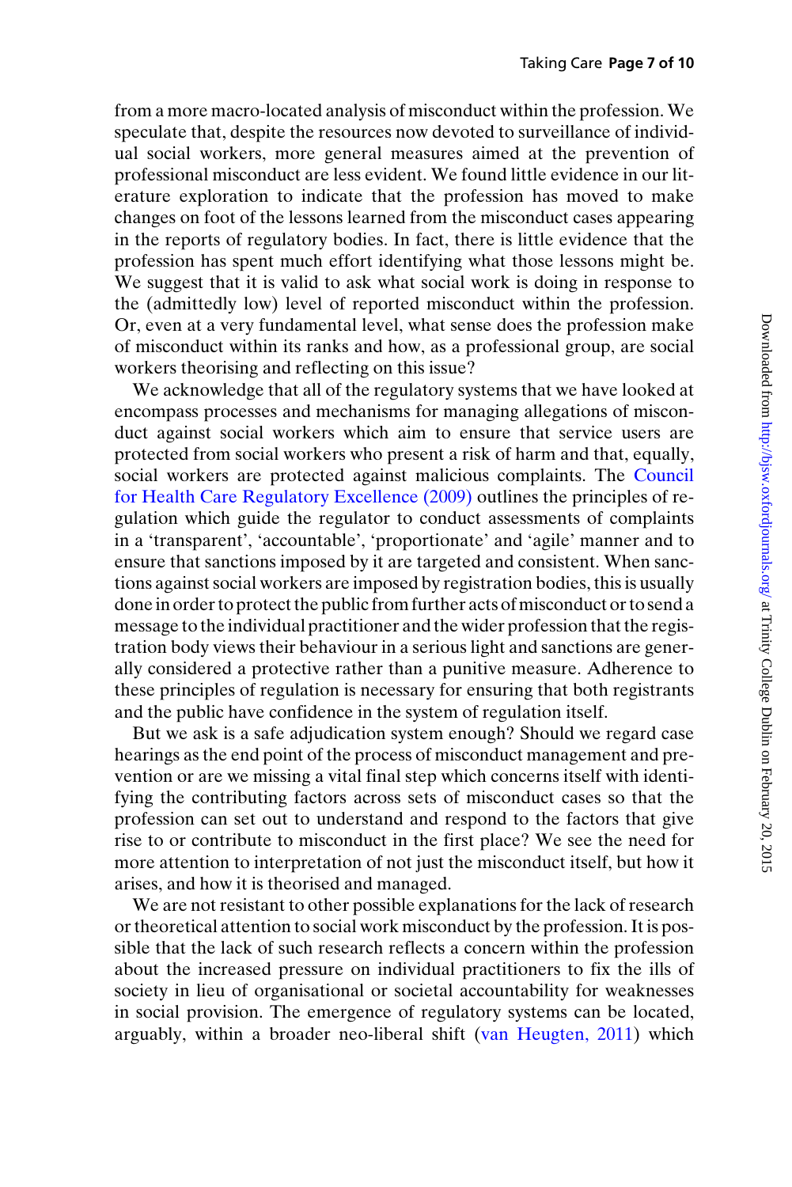from a more macro-located analysis of misconduct within the profession. We speculate that, despite the resources now devoted to surveillance of individual social workers, more general measures aimed at the prevention of professional misconduct are less evident. We found little evidence in our literature exploration to indicate that the profession has moved to make changes on foot of the lessons learned from the misconduct cases appearing in the reports of regulatory bodies. In fact, there is little evidence that the profession has spent much effort identifying what those lessons might be. We suggest that it is valid to ask what social work is doing in response to the (admittedly low) level of reported misconduct within the profession. Or, even at a very fundamental level, what sense does the profession make of misconduct within its ranks and how, as a professional group, are social workers theorising and reflecting on this issue?

We acknowledge that all of the regulatory systems that we have looked at encompass processes and mechanisms for managing allegations of misconduct against social workers which aim to ensure that service users are protected from social workers who present a risk of harm and that, equally, social workers are protected against malicious complaints. The Council for Health Care Regulatory Excellence (2009) outlines the principles of regulation which guide the regulator to conduct assessments of complaints in a 'transparent', 'accountable', 'proportionate' and 'agile' manner and to ensure that sanctions imposed by it are targeted and consistent. When sanctions against social workers are imposed by registration bodies, this is usually done in order to protect the public from further acts of misconduct or to send a message to the individual practitioner and the wider profession that the registration body views their behaviour in a serious light and sanctions are generally considered a protective rather than a punitive measure. Adherence to these principles of regulation is necessary for ensuring that both registrants and the public have confidence in the system of regulation itself.

But we ask is a safe adjudication system enough? Should we regard case hearings as the end point of the process of misconduct management and prevention or are we missing a vital final step which concerns itself with identifying the contributing factors across sets of misconduct cases so that the profession can set out to understand and respond to the factors that give rise to or contribute to misconduct in the first place? We see the need for more attention to interpretation of not just the misconduct itself, but how it arises, and how it is theorised and managed.

We are not resistant to other possible explanations for the lack of research or theoretical attention to social work misconduct by the profession. It is possible that the lack of such research reflects a concern within the profession about the increased pressure on individual practitioners to fix the ills of society in lieu of organisational or societal accountability for weaknesses in social provision. The emergence of regulatory systems can be located, arguably, within a broader neo-liberal shift (van Heugten, 2011) which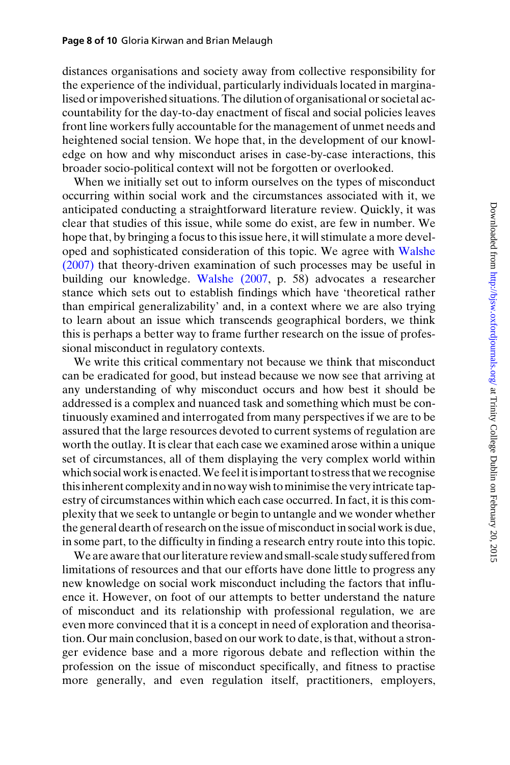distances organisations and society away from collective responsibility for the experience of the individual, particularly individuals located in marginalised or impoverished situations. The dilution of organisational or societal accountability for the day-to-day enactment of fiscal and social policies leaves front line workers fully accountable for the management of unmet needs and heightened social tension. We hope that, in the development of our knowledge on how and why misconduct arises in case-by-case interactions, this broader socio-political context will not be forgotten or overlooked.

When we initially set out to inform ourselves on the types of misconduct occurring within social work and the circumstances associated with it, we anticipated conducting a straightforward literature review. Quickly, it was clear that studies of this issue, while some do exist, are few in number. We hope that, by bringing a focus to this issue here, it will stimulate a more developed and sophisticated consideration of this topic. We agree with Walshe (2007) that theory-driven examination of such processes may be useful in building our knowledge. Walshe (2007, p. 58) advocates a researcher stance which sets out to establish findings which have 'theoretical rather than empirical generalizability' and, in a context where we are also trying to learn about an issue which transcends geographical borders, we think this is perhaps a better way to frame further research on the issue of professional misconduct in regulatory contexts.

We write this critical commentary not because we think that misconduct can be eradicated for good, but instead because we now see that arriving at any understanding of why misconduct occurs and how best it should be addressed is a complex and nuanced task and something which must be continuously examined and interrogated from many perspectives if we are to be assured that the large resources devoted to current systems of regulation are worth the outlay. It is clear that each case we examined arose within a unique set of circumstances, all of them displaying the very complex world within which social work is enacted. We feel it is important to stress that we recognise this inherent complexity and in no way wish to minimise the very intricate tapestry of circumstances within which each case occurred. In fact, it is this complexity that we seek to untangle or begin to untangle and we wonder whether the general dearth of research on the issue of misconduct in social work is due, in some part, to the difficulty in finding a research entry route into this topic.

We are aware that our literature review and small-scale study suffered from limitations of resources and that our efforts have done little to progress any new knowledge on social work misconduct including the factors that influence it. However, on foot of our attempts to better understand the nature of misconduct and its relationship with professional regulation, we are even more convinced that it is a concept in need of exploration and theorisation. Our main conclusion, based on our work to date, is that, without a stronger evidence base and a more rigorous debate and reflection within the profession on the issue of misconduct specifically, and fitness to practise more generally, and even regulation itself, practitioners, employers,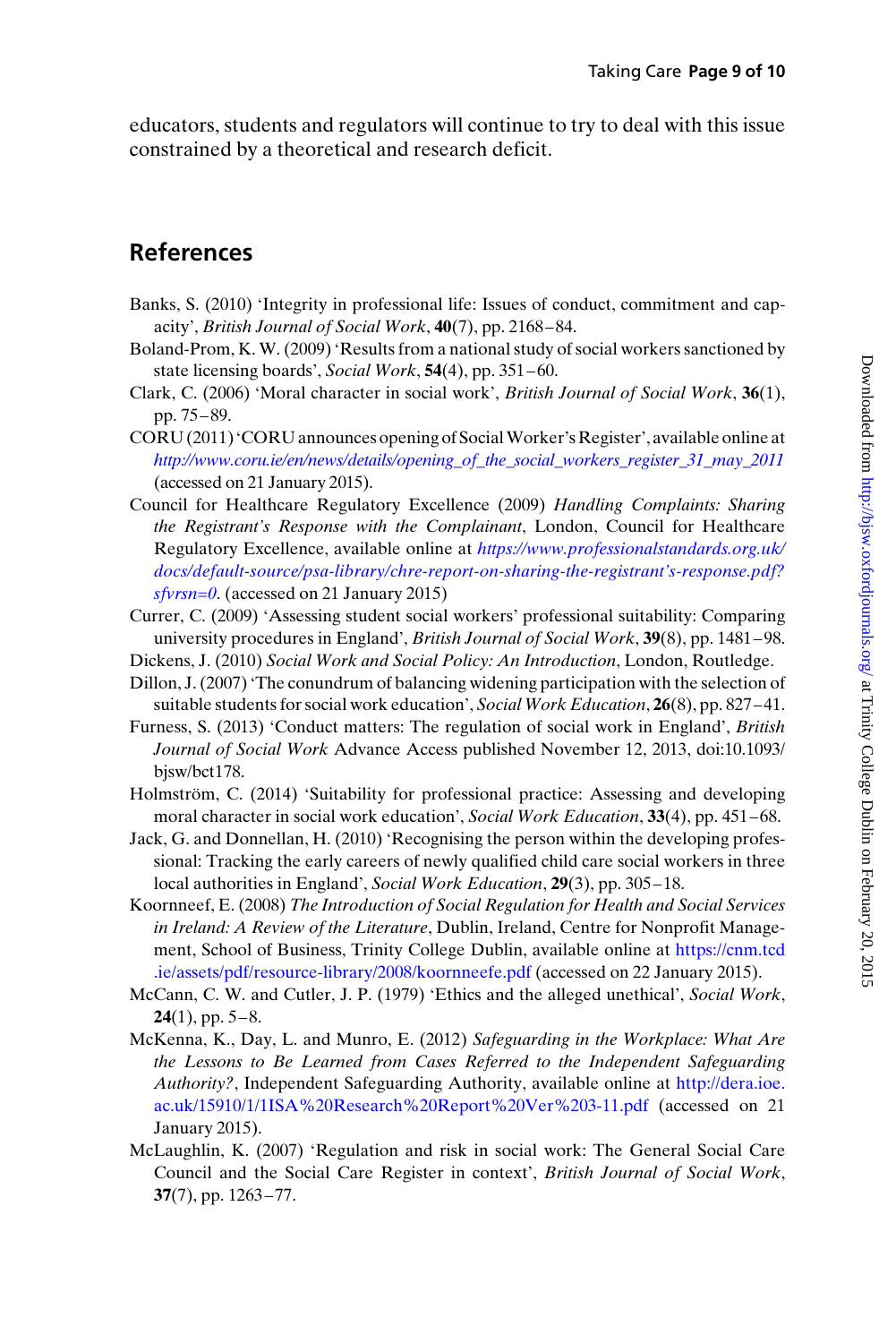educators, students and regulators will continue to try to deal with this issue constrained by a theoretical and research deficit.

## References

Banks, S. (2010) 'Integrity in professional life: Issues of conduct, commitment and capacity', *British Journal of Social Work*, **40**(7), pp. 2168–84.

Boland-Prom, K. W. (2009) 'Results from a national study of social workers sanctioned by state licensing boards', *Social Work*, **54**(4), pp. 351–60.

Clark, C. (2006) 'Moral character in social work', *British Journal of Social Work*, **36**(1), pp. 75–89.

CORU (2011) 'CORU announces opening of Social Worker's Register', available online at *http://www.coru.ie/en/news/details/opening_of_the_social_workers_register_31_may_2011* (accessed on 21 January 2015).

Council for Healthcare Regulatory Excellence (2009) *Handling Complaints: Sharing the Registrant's Response with the Complainant*, London, Council for Healthcare Regulatory Excellence, available online at *https://www.professionalstandards.org.uk/docs/default-source/psa-library/chre-report-on-sharing-the-registrant's-response.pdf?sfvrsn=0*. (accessed on 21 January 2015)

Currer, C. (2009) 'Assessing student social workers' professional suitability: Comparing university procedures in England', *British Journal of Social Work*, **39**(8), pp. 1481–98.

Dickens, J. (2010) *Social Work and Social Policy: An Introduction*, London, Routledge.

Dillon, J. (2007) 'The conundrum of balancing widening participation with the selection of suitable students for social work education', *Social Work Education*, **26**(8), pp. 827–41.

Furness, S. (2013) 'Conduct matters: The regulation of social work in England', *British Journal of Social Work* Advance Access published November 12, 2013, doi:10.1093/bjsw/bct178.

Holmström, C. (2014) 'Suitability for professional practice: Assessing and developing moral character in social work education', *Social Work Education*, **33**(4), pp. 451–68.

Jack, G. and Donnellan, H. (2010) 'Recognising the person within the developing professional: Tracking the early careers of newly qualified child care social workers in three local authorities in England', *Social Work Education*, **29**(3), pp. 305–18.

Koornneef, E. (2008) *The Introduction of Social Regulation for Health and Social Services in Ireland: A Review of the Literature*, Dublin, Ireland, Centre for Nonprofit Management, School of Business, Trinity College Dublin, available online at https://cnm.tcd.ie/assets/pdf/resource-library/2008/koornneefe.pdf (accessed on 22 January 2015).

McCann, C. W. and Cutler, J. P. (1979) 'Ethics and the alleged unethical', *Social Work*, **24**(1), pp. 5–8.

McKenna, K., Day, L. and Munro, E. (2012) *Safeguarding in the Workplace: What Are the Lessons to Be Learned from Cases Referred to the Independent Safeguarding Authority?*, Independent Safeguarding Authority, available online at http://dera.ioe.ac.uk/15910/1/1ISA%20Research%20Report%20Ver%203-11.pdf (accessed on 21 January 2015).

McLaughlin, K. (2007) 'Regulation and risk in social work: The General Social Care Council and the Social Care Register in context', *British Journal of Social Work*, **37**(7), pp. 1263–77.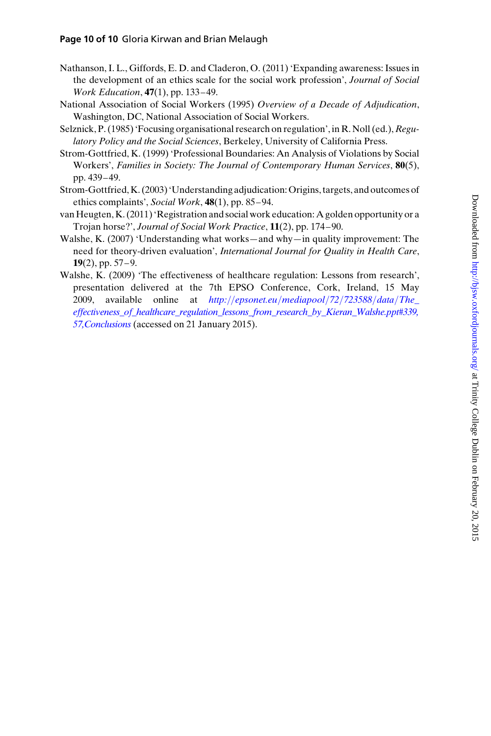Nathanson, I. L., Giffords, E. D. and Claderon, O. (2011) 'Expanding awareness: Issues in the development of an ethics scale for the social work profession', *Journal of Social Work Education*, **47**(1), pp. 133–49.

National Association of Social Workers (1995) *Overview of a Decade of Adjudication*, Washington, DC, National Association of Social Workers.

Selznick, P. (1985) 'Focusing organisational research on regulation', in R. Noll (ed.), *Regulatory Policy and the Social Sciences*, Berkeley, University of California Press.

Strom-Gottfried, K. (1999) 'Professional Boundaries: An Analysis of Violations by Social Workers', *Families in Society: The Journal of Contemporary Human Services*, **80**(5), pp. 439–49.

Strom-Gottfried, K. (2003) 'Understanding adjudication: Origins, targets, and outcomes of ethics complaints', *Social Work*, **48**(1), pp. 85–94.

van Heugten, K. (2011) 'Registration and social work education: A golden opportunity or a Trojan horse?', *Journal of Social Work Practice*, **11**(2), pp. 174–90.

Walshe, K. (2007) 'Understanding what works—and why—in quality improvement: The need for theory-driven evaluation', *International Journal for Quality in Health Care*, **19**(2), pp. 57–9.

Walshe, K. (2009) 'The effectiveness of healthcare regulation: Lessons from research', presentation delivered at the 7th EPSO Conference, Cork, Ireland, 15 May 2009, available online at *http://epsonet.eu/mediapool/72/723588/data/The_effectiveness_of_healthcare_regulation_lessons_from_research_by_Kieran_Walshe.ppt#339,57,Conclusions* (accessed on 21 January 2015).